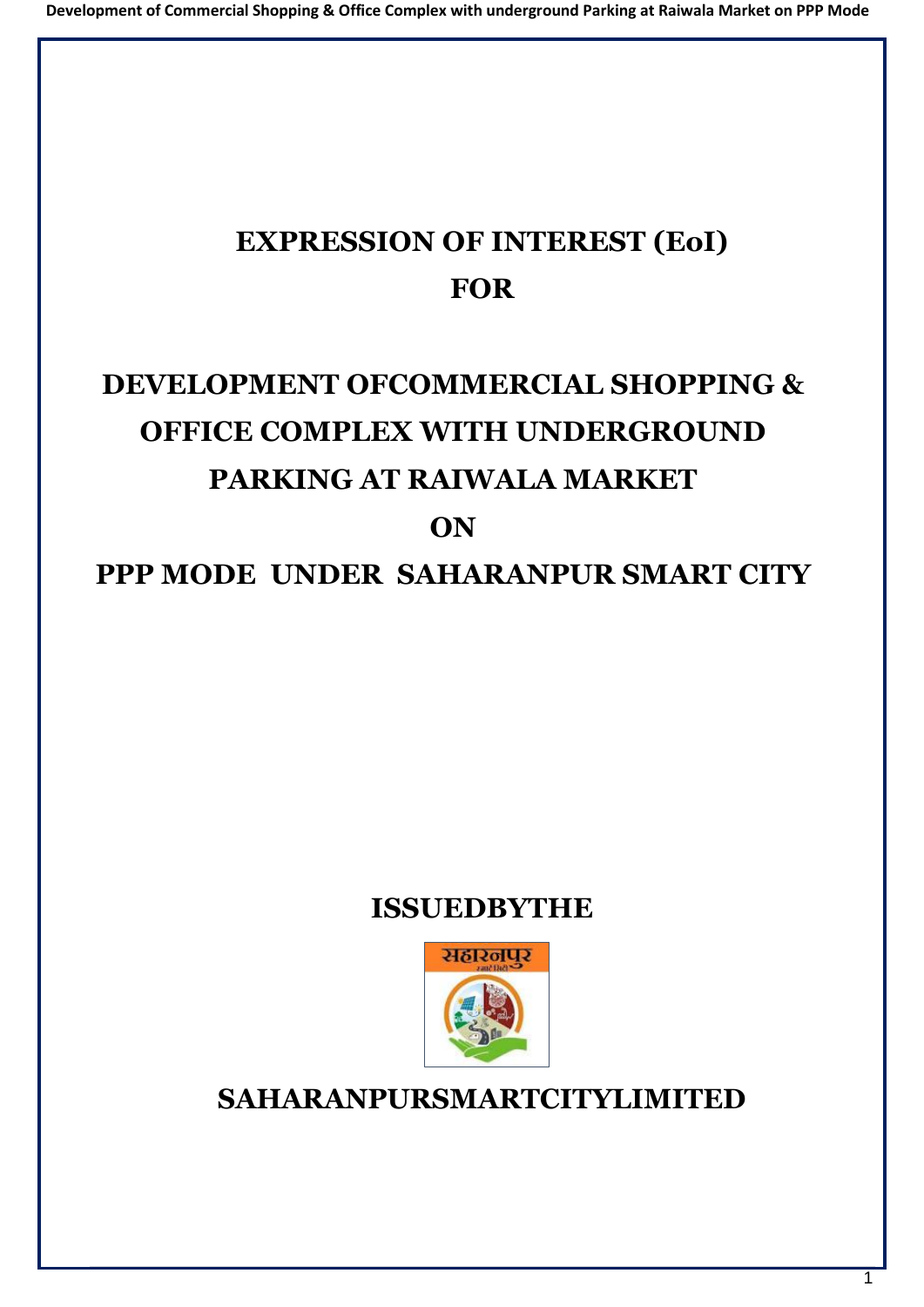# EXPRESSION OF INTEREST (EoI)

# FOR

# DEVELOPMENT OFCOMMERCIAL SHOPPING & OFFICE COMPLEX WITH UNDERGROUND PARKING AT RAIWALA MARKET

# ON

# PPP MODE UNDER SAHARANPUR SMART CITY

## ISSUEDBYTHE

## SAHARANPURSMARTCITYLIMITED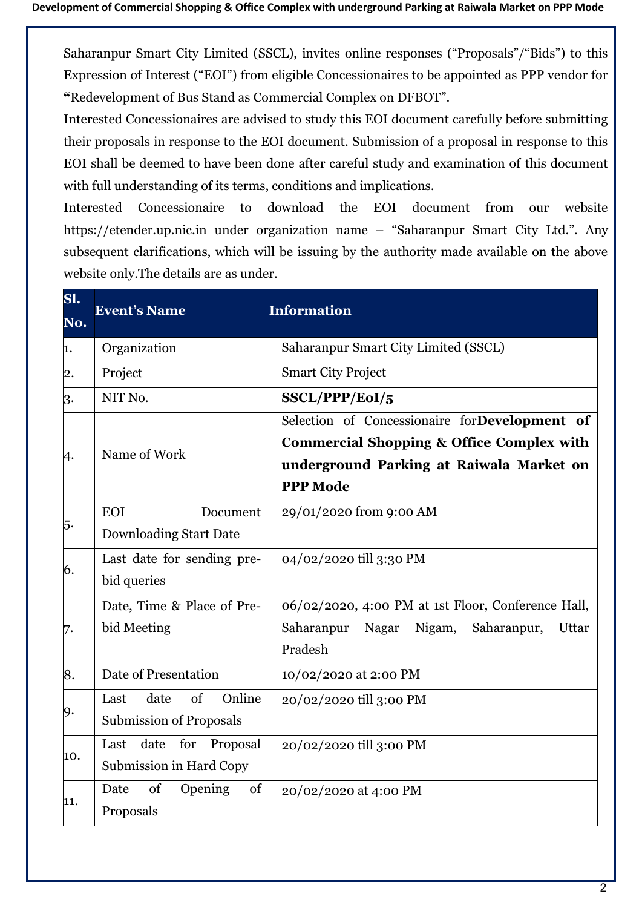Saharanpur Smart City Limited (SSCL), invites online responses ("Proposals"/"Bids") to this Expression of Interest ("EOI") from eligible Concessionaires to be appointed as PPP vendor for **"**Redevelopment of Bus Stand as Commercial Complex on DFBOT".

Interested Concessionaires are advised to study this EOI document carefully before submitting their proposals in response to the EOI document. Submission of a proposal in response to this EOI shall be deemed to have been done after careful study and examination of this document with full understanding of its terms, conditions and implications.

Interested Concessionaire to download the EOI document from our website https://etender.up.nic.in under organization name – "Saharanpur Smart City Ltd.". Any subsequent clarifications, which will be issuing by the authority made available on the above website only.The details are as under.

| Sl. No. | Event's Name | Information |
|---|---|---|
| 1. | Organization | Saharanpur Smart City Limited (SSCL) |
| 2. | Project | Smart City Project |
| 3. | NIT No. | **SSCL/PPP/EoI/5** |
| 4. | Name of Work | Selection of Concessionaire for**Development of Commercial Shopping & Office Complex with underground Parking at Raiwala Market on PPP Mode** |
| 5. | EOI Document Downloading Start Date | 29/01/2020 from 9:00 AM |
| 6. | Last date for sending pre-bid queries | 04/02/2020 till 3:30 PM |
| 7. | Date, Time & Place of Pre-bid Meeting | 06/02/2020, 4:00 PM at 1st Floor, Conference Hall, Saharanpur Nagar Nigam, Saharanpur, Uttar Pradesh |
| 8. | Date of Presentation | 10/02/2020 at 2:00 PM |
| 9. | Last date of Online Submission of Proposals | 20/02/2020 till 3:00 PM |
| 10. | Last date for Proposal Submission in Hard Copy | 20/02/2020 till 3:00 PM |
| 11. | Date of Opening of Proposals | 20/02/2020 at 4:00 PM |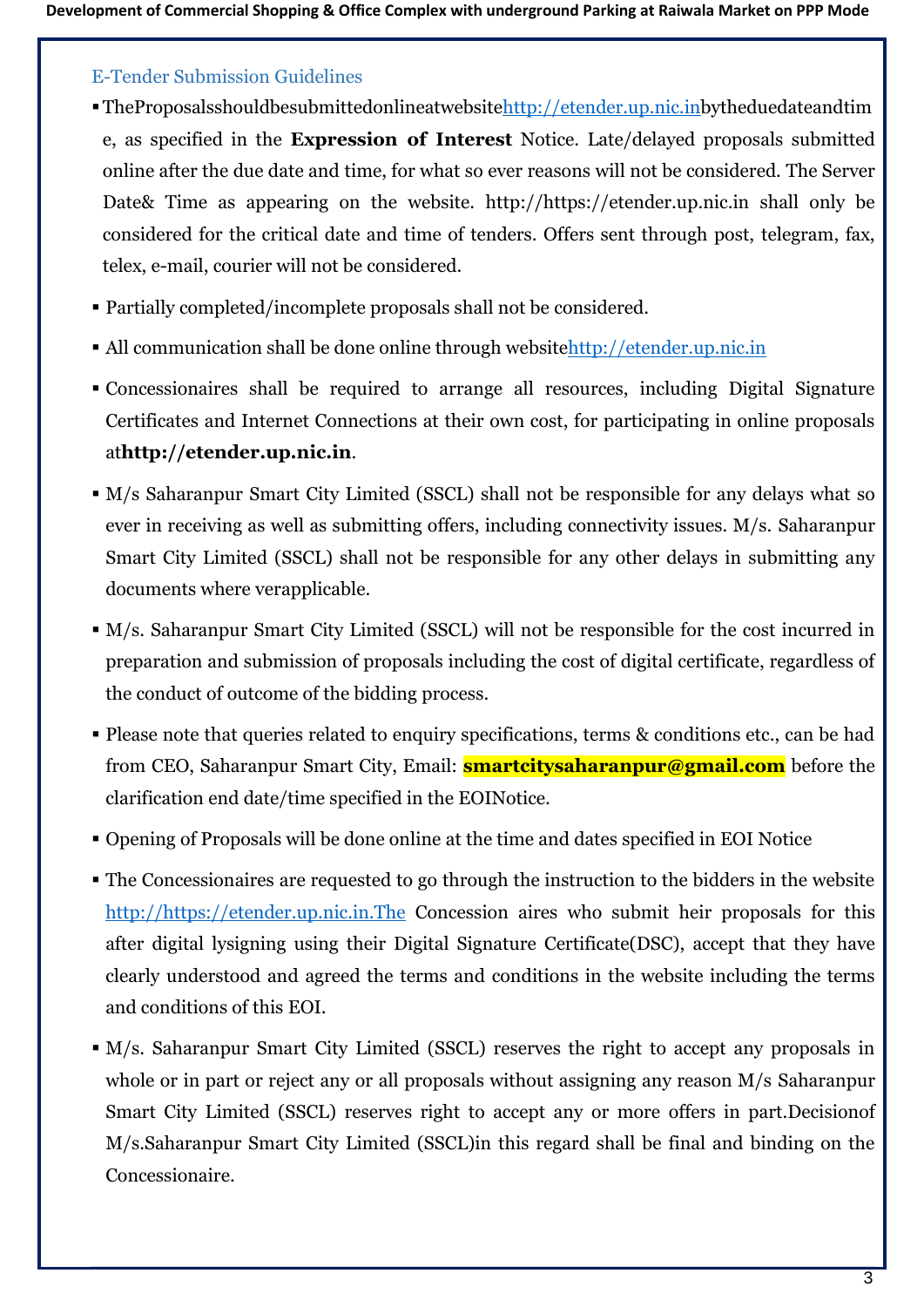## E-Tender Submission Guidelines

- TheProposalsshouldbesubmittedonlineatwebsitehttp://etender.up.nic.inbytheduedateandtime, as specified in the **Expression of Interest** Notice. Late/delayed proposals submitted online after the due date and time, for what so ever reasons will not be considered. The Server Date& Time as appearing on the website. http://https://etender.up.nic.in shall only be considered for the critical date and time of tenders. Offers sent through post, telegram, fax, telex, e-mail, courier will not be considered.
- Partially completed/incomplete proposals shall not be considered.
- All communication shall be done online through websitehttp://etender.up.nic.in
- Concessionaires shall be required to arrange all resources, including Digital Signature Certificates and Internet Connections at their own cost, for participating in online proposals at**http://etender.up.nic.in**.
- M/s Saharanpur Smart City Limited (SSCL) shall not be responsible for any delays what so ever in receiving as well as submitting offers, including connectivity issues. M/s. Saharanpur Smart City Limited (SSCL) shall not be responsible for any other delays in submitting any documents where verapplicable.
- M/s. Saharanpur Smart City Limited (SSCL) will not be responsible for the cost incurred in preparation and submission of proposals including the cost of digital certificate, regardless of the conduct of outcome of the bidding process.
- Please note that queries related to enquiry specifications, terms & conditions etc., can be had from CEO, Saharanpur Smart City, Email: **smartcitysaharanpur@gmail.com** before the clarification end date/time specified in the EOINotice.
- Opening of Proposals will be done online at the time and dates specified in EOI Notice
- The Concessionaires are requested to go through the instruction to the bidders in the website http://https://etender.up.nic.in.The Concession aires who submit heir proposals for this after digital lysigning using their Digital Signature Certificate(DSC), accept that they have clearly understood and agreed the terms and conditions in the website including the terms and conditions of this EOI.
- M/s. Saharanpur Smart City Limited (SSCL) reserves the right to accept any proposals in whole or in part or reject any or all proposals without assigning any reason M/s Saharanpur Smart City Limited (SSCL) reserves right to accept any or more offers in part.Decisionof M/s.Saharanpur Smart City Limited (SSCL)in this regard shall be final and binding on the Concessionaire.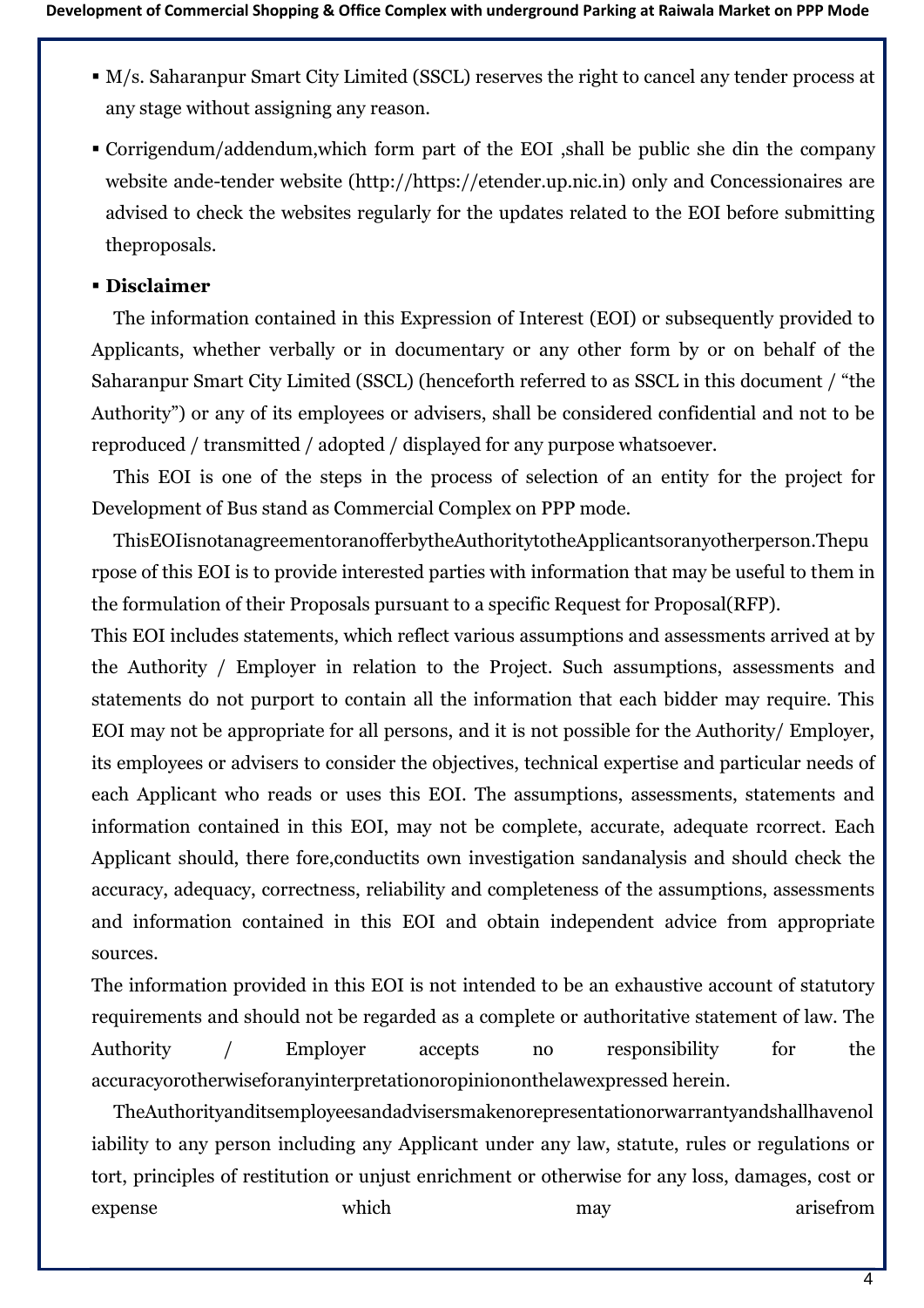- M/s. Saharanpur Smart City Limited (SSCL) reserves the right to cancel any tender process at any stage without assigning any reason.
- Corrigendum/addendum,which form part of the EOI ,shall be public she din the company website ande-tender website (http://https://etender.up.nic.in) only and Concessionaires are advised to check the websites regularly for the updates related to the EOI before submitting theproposals.
- **Disclaimer**

The information contained in this Expression of Interest (EOI) or subsequently provided to Applicants, whether verbally or in documentary or any other form by or on behalf of the Saharanpur Smart City Limited (SSCL) (henceforth referred to as SSCL in this document / "the Authority") or any of its employees or advisers, shall be considered confidential and not to be reproduced / transmitted / adopted / displayed for any purpose whatsoever.

This EOI is one of the steps in the process of selection of an entity for the project for Development of Bus stand as Commercial Complex on PPP mode.

ThisEOIisnotanagreementoranofferbytheAuthoritytotheApplicantsoranyotherperson.Thepurpose of this EOI is to provide interested parties with information that may be useful to them in the formulation of their Proposals pursuant to a specific Request for Proposal(RFP).

This EOI includes statements, which reflect various assumptions and assessments arrived at by the Authority / Employer in relation to the Project. Such assumptions, assessments and statements do not purport to contain all the information that each bidder may require. This EOI may not be appropriate for all persons, and it is not possible for the Authority/ Employer, its employees or advisers to consider the objectives, technical expertise and particular needs of each Applicant who reads or uses this EOI. The assumptions, assessments, statements and information contained in this EOI, may not be complete, accurate, adequate rcorrect. Each Applicant should, there fore,conductits own investigation sandanalysis and should check the accuracy, adequacy, correctness, reliability and completeness of the assumptions, assessments and information contained in this EOI and obtain independent advice from appropriate sources.

The information provided in this EOI is not intended to be an exhaustive account of statutory requirements and should not be regarded as a complete or authoritative statement of law. The Authority / Employer accepts no responsibility for the accuracyorotherwiseforanyinterpretationoropiniononthelawexpressed herein.

TheAuthorityanditsemployeesandadvisersmakenorepresentationorwarrantyandshallhavenoliability to any person including any Applicant under any law, statute, rules or regulations or tort, principles of restitution or unjust enrichment or otherwise for any loss, damages, cost or expense which may arisefrom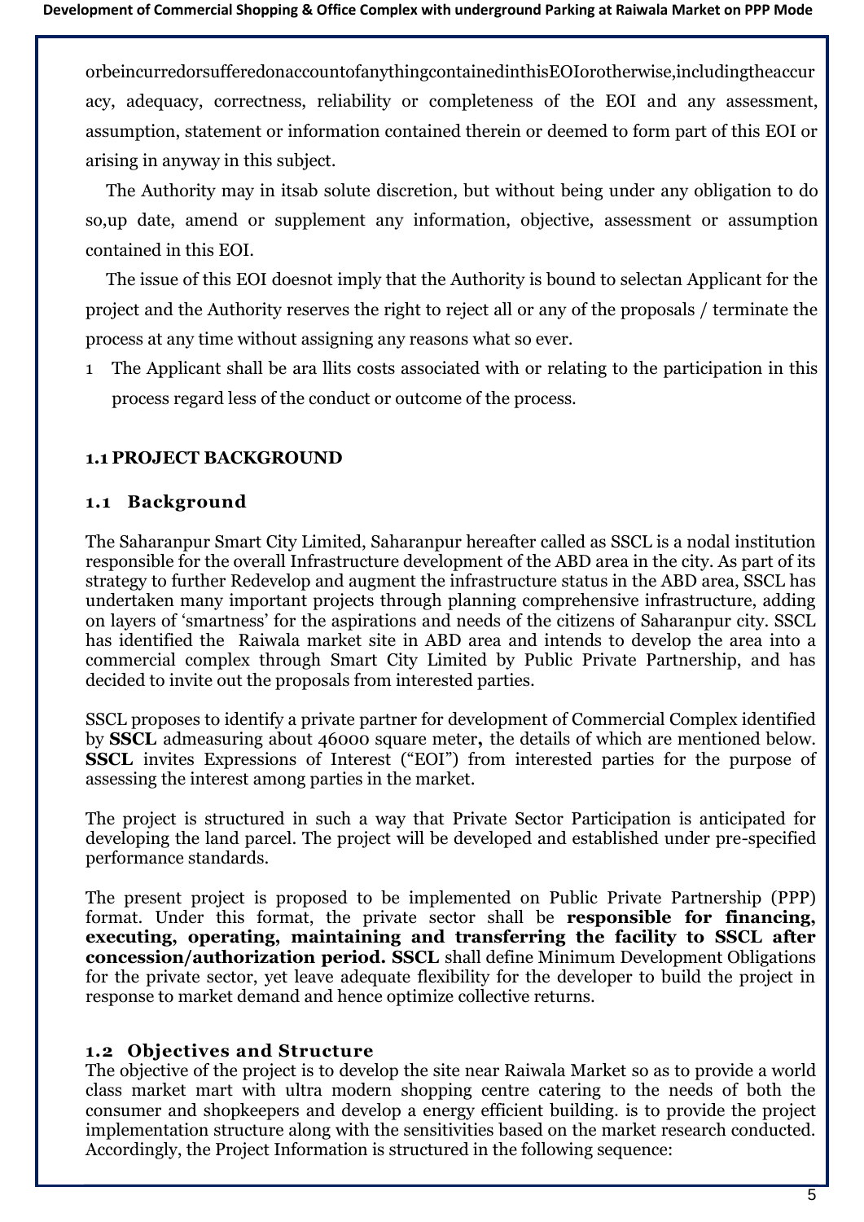orbeincurredorsufferedonaccountofanythingcontainedinthisEOIorotherwise,includingtheaccuracy, adequacy, correctness, reliability or completeness of the EOI and any assessment, assumption, statement or information contained therein or deemed to form part of this EOI or arising in anyway in this subject.

The Authority may in itsab solute discretion, but without being under any obligation to do so,up date, amend or supplement any information, objective, assessment or assumption contained in this EOI.

The issue of this EOI doesnot imply that the Authority is bound to selectan Applicant for the project and the Authority reserves the right to reject all or any of the proposals / terminate the process at any time without assigning any reasons what so ever.

1 The Applicant shall be ara llits costs associated with or relating to the participation in this process regard less of the conduct or outcome of the process.

## 1.1 PROJECT BACKGROUND

### 1.1 Background

The Saharanpur Smart City Limited, Saharanpur hereafter called as SSCL is a nodal institution responsible for the overall Infrastructure development of the ABD area in the city. As part of its strategy to further Redevelop and augment the infrastructure status in the ABD area, SSCL has undertaken many important projects through planning comprehensive infrastructure, adding on layers of 'smartness' for the aspirations and needs of the citizens of Saharanpur city. SSCL has identified the Raiwala market site in ABD area and intends to develop the area into a commercial complex through Smart City Limited by Public Private Partnership, and has decided to invite out the proposals from interested parties.

SSCL proposes to identify a private partner for development of Commercial Complex identified by **SSCL** admeasuring about 46000 square meter**,** the details of which are mentioned below. **SSCL** invites Expressions of Interest ("EOI") from interested parties for the purpose of assessing the interest among parties in the market.

The project is structured in such a way that Private Sector Participation is anticipated for developing the land parcel. The project will be developed and established under pre-specified performance standards.

The present project is proposed to be implemented on Public Private Partnership (PPP) format. Under this format, the private sector shall be **responsible for financing, executing, operating, maintaining and transferring the facility to SSCL after concession/authorization period. SSCL** shall define Minimum Development Obligations for the private sector, yet leave adequate flexibility for the developer to build the project in response to market demand and hence optimize collective returns.

### 1.2 Objectives and Structure

The objective of the project is to develop the site near Raiwala Market so as to provide a world class market mart with ultra modern shopping centre catering to the needs of both the consumer and shopkeepers and develop a energy efficient building. is to provide the project implementation structure along with the sensitivities based on the market research conducted. Accordingly, the Project Information is structured in the following sequence: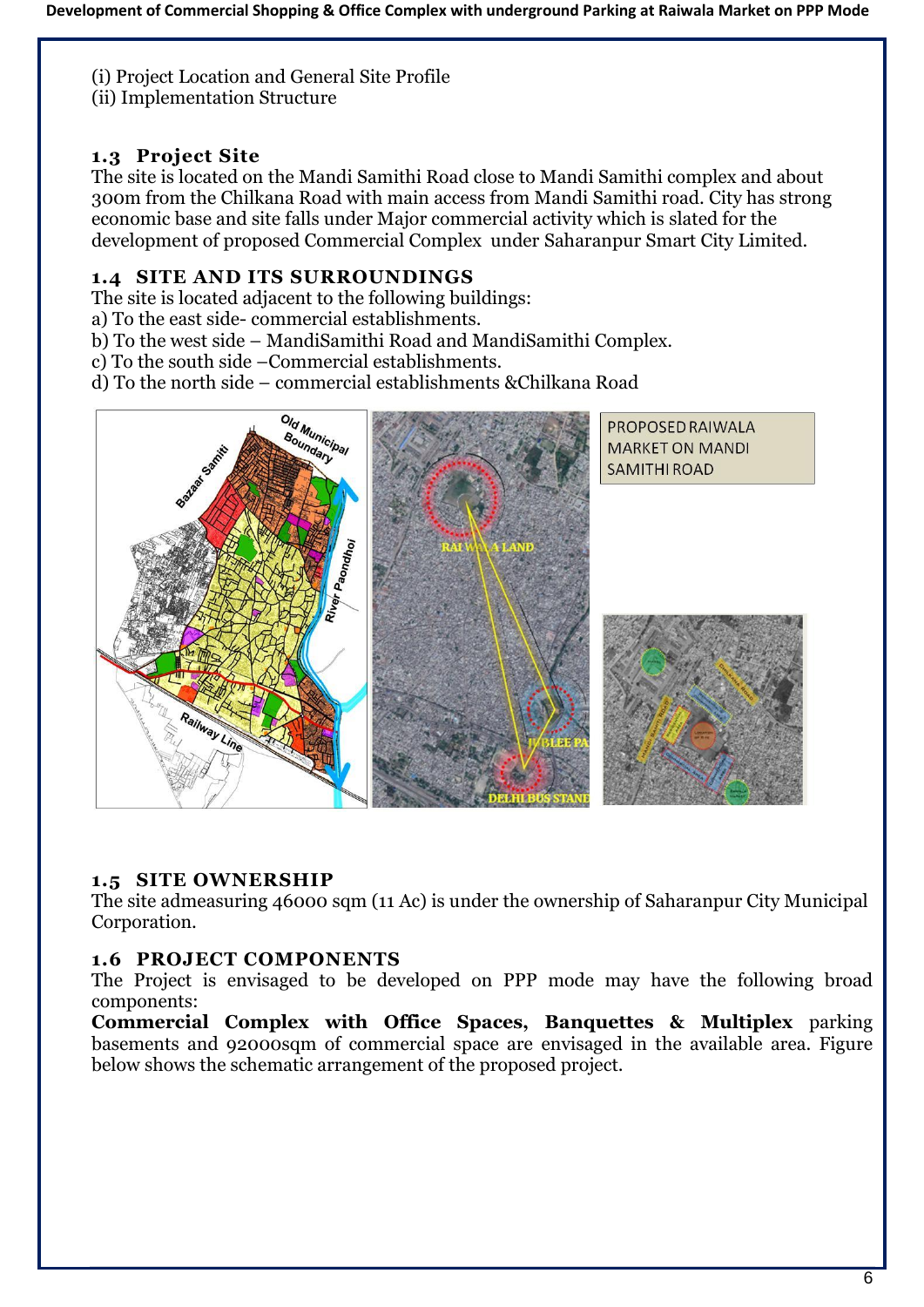(i) Project Location and General Site Profile
(ii) Implementation Structure

## 1.3 Project Site

The site is located on the Mandi Samithi Road close to Mandi Samithi complex and about 300m from the Chilkana Road with main access from Mandi Samithi road. City has strong economic base and site falls under Major commercial activity which is slated for the development of proposed Commercial Complex under Saharanpur Smart City Limited.

## 1.4 SITE AND ITS SURROUNDINGS

The site is located adjacent to the following buildings:

a) To the east side- commercial establishments.
b) To the west side – MandiSamithi Road and MandiSamithi Complex.
c) To the south side –Commercial establishments.
d) To the north side – commercial establishments &Chilkana Road

PROPOSED RAIWALA MARKET ON MANDI SAMITHI ROAD

## 1.5 SITE OWNERSHIP

The site admeasuring 46000 sqm (11 Ac) is under the ownership of Saharanpur City Municipal Corporation.

## 1.6 PROJECT COMPONENTS

The Project is envisaged to be developed on PPP mode may have the following broad components:

**Commercial Complex with Office Spaces, Banquettes & Multiplex** parking basements and 92000sqm of commercial space are envisaged in the available area. Figure below shows the schematic arrangement of the proposed project.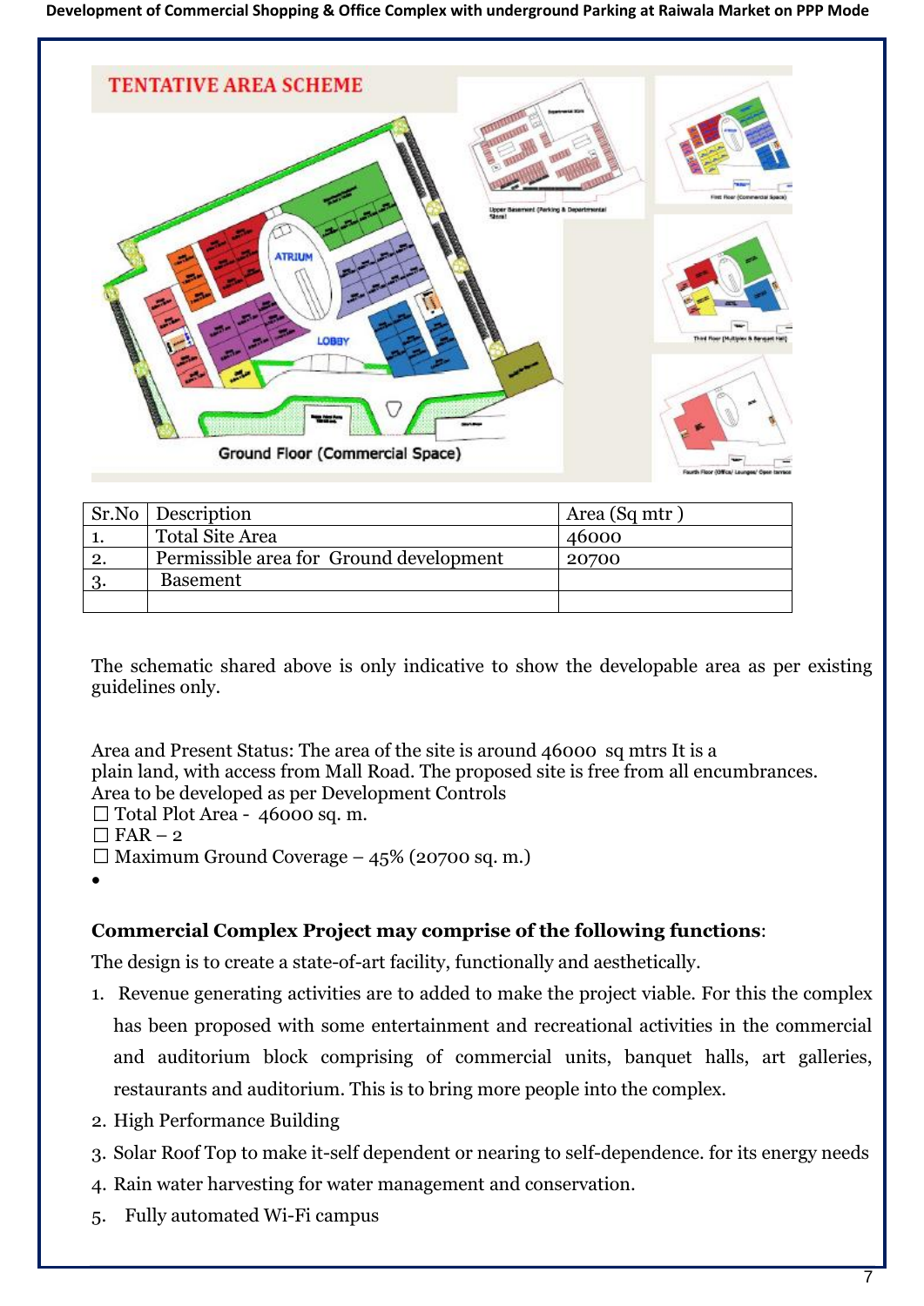## TENTATIVE AREA SCHEME

Ground Floor (Commercial Space)

| Sr.No | Description | Area (Sq mtr ) |
|---|---|---|
| 1. | Total Site Area | 46000 |
| 2. | Permissible area for Ground development | 20700 |
| 3. | Basement | |
| | | |

The schematic shared above is only indicative to show the developable area as per existing guidelines only.

Area and Present Status: The area of the site is around 46000 sq mtrs It is a plain land, with access from Mall Road. The proposed site is free from all encumbrances.
Area to be developed as per Development Controls

- ☐ Total Plot Area - 46000 sq. m.
- ☐ FAR – 2
- ☐ Maximum Ground Coverage – 45% (20700 sq. m.)
-

**Commercial Complex Project may comprise of the following functions**:

The design is to create a state-of-art facility, functionally and aesthetically.

1. Revenue generating activities are to added to make the project viable. For this the complex has been proposed with some entertainment and recreational activities in the commercial and auditorium block comprising of commercial units, banquet halls, art galleries, restaurants and auditorium. This is to bring more people into the complex.
2. High Performance Building
3. Solar Roof Top to make it-self dependent or nearing to self-dependence. for its energy needs
4. Rain water harvesting for water management and conservation.
5. Fully automated Wi-Fi campus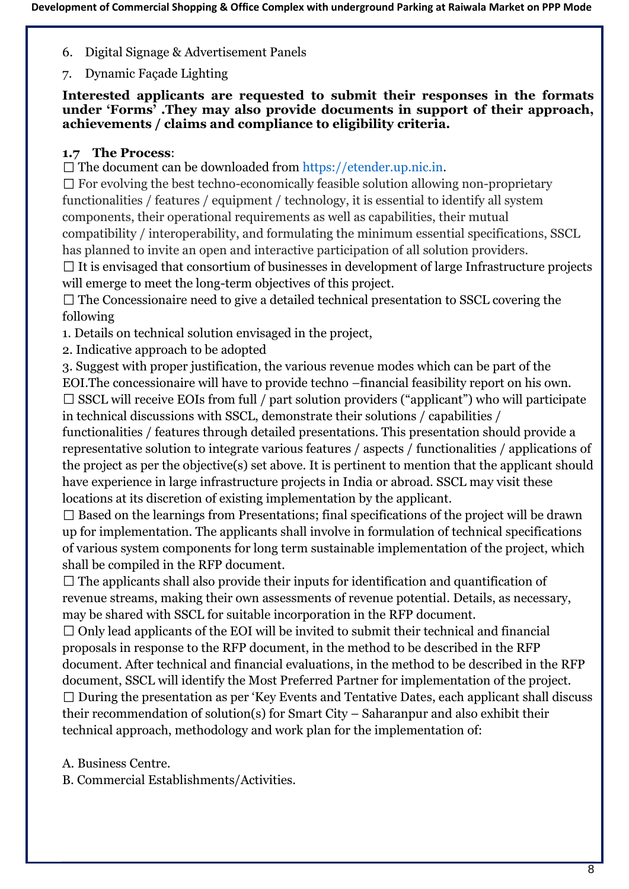6. Digital Signage & Advertisement Panels
7. Dynamic Façade Lighting

**Interested applicants are requested to submit their responses in the formats under 'Forms' .They may also provide documents in support of their approach, achievements / claims and compliance to eligibility criteria.**

**1.7 The Process**:

☐ The document can be downloaded from https://etender.up.nic.in.

☐ For evolving the best techno-economically feasible solution allowing non-proprietary functionalities / features / equipment / technology, it is essential to identify all system components, their operational requirements as well as capabilities, their mutual compatibility / interoperability, and formulating the minimum essential specifications, SSCL has planned to invite an open and interactive participation of all solution providers.

☐ It is envisaged that consortium of businesses in development of large Infrastructure projects will emerge to meet the long-term objectives of this project.

☐ The Concessionaire need to give a detailed technical presentation to SSCL covering the following

1. Details on technical solution envisaged in the project,
2. Indicative approach to be adopted
3. Suggest with proper justification, the various revenue modes which can be part of the EOI.The concessionaire will have to provide techno –financial feasibility report on his own.

☐ SSCL will receive EOIs from full / part solution providers ("applicant") who will participate in technical discussions with SSCL, demonstrate their solutions / capabilities / functionalities / features through detailed presentations. This presentation should provide a representative solution to integrate various features / aspects / functionalities / applications of the project as per the objective(s) set above. It is pertinent to mention that the applicant should have experience in large infrastructure projects in India or abroad. SSCL may visit these locations at its discretion of existing implementation by the applicant.

☐ Based on the learnings from Presentations; final specifications of the project will be drawn up for implementation. The applicants shall involve in formulation of technical specifications of various system components for long term sustainable implementation of the project, which shall be compiled in the RFP document.

☐ The applicants shall also provide their inputs for identification and quantification of revenue streams, making their own assessments of revenue potential. Details, as necessary, may be shared with SSCL for suitable incorporation in the RFP document.

☐ Only lead applicants of the EOI will be invited to submit their technical and financial proposals in response to the RFP document, in the method to be described in the RFP document. After technical and financial evaluations, in the method to be described in the RFP document, SSCL will identify the Most Preferred Partner for implementation of the project.

☐ During the presentation as per 'Key Events and Tentative Dates, each applicant shall discuss their recommendation of solution(s) for Smart City – Saharanpur and also exhibit their technical approach, methodology and work plan for the implementation of:

A. Business Centre.
B. Commercial Establishments/Activities.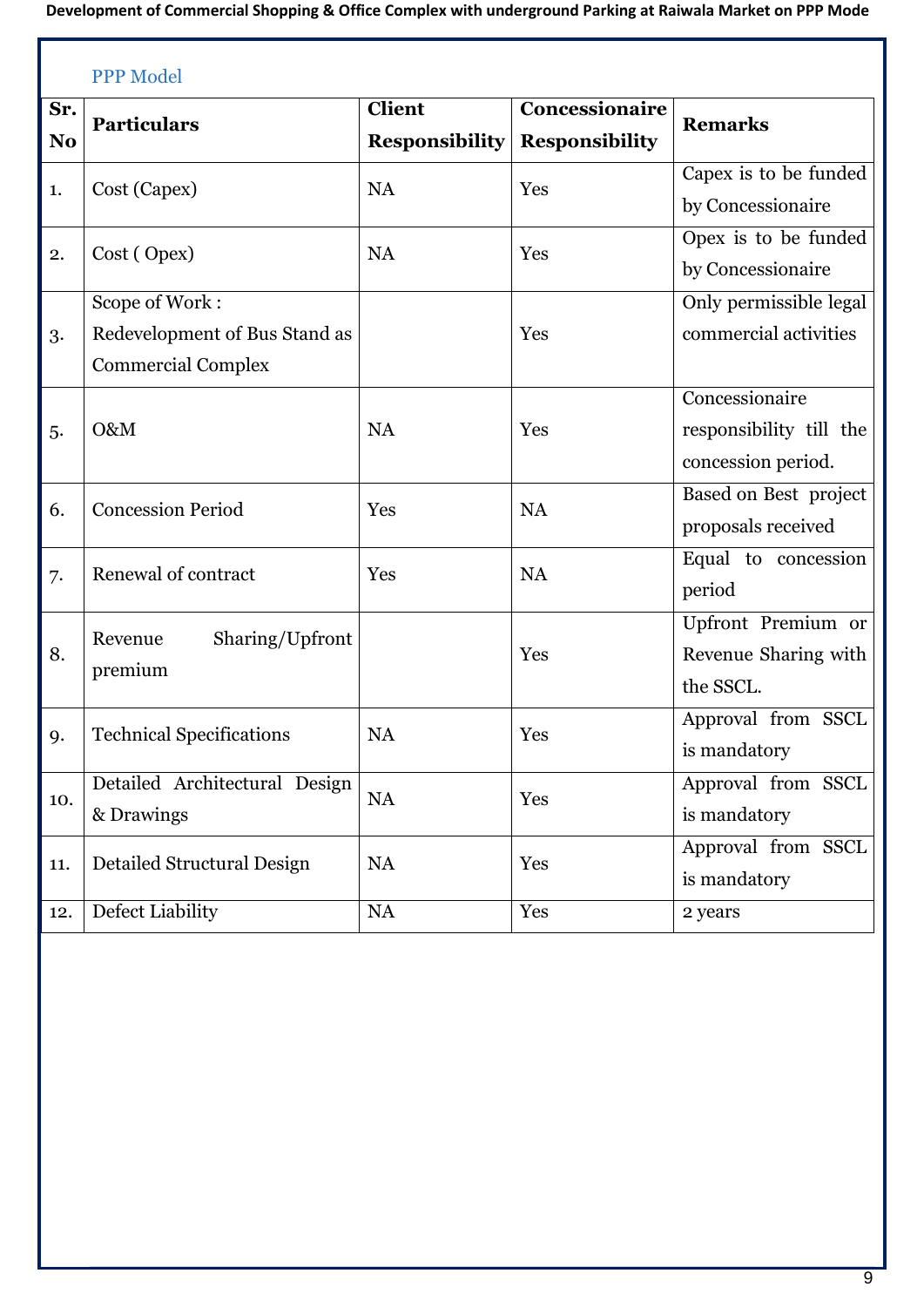PPP Model

| Sr. No | Particulars | Client Responsibility | Concessionaire Responsibility | Remarks |
|---|---|---|---|---|
| 1. | Cost (Capex) | NA | Yes | Capex is to be funded by Concessionaire |
| 2. | Cost ( Opex) | NA | Yes | Opex is to be funded by Concessionaire |
| 3. | Scope of Work : Redevelopment of Bus Stand as Commercial Complex | | Yes | Only permissible legal commercial activities |
| 5. | O&M | NA | Yes | Concessionaire responsibility till the concession period. |
| 6. | Concession Period | Yes | NA | Based on Best project proposals received |
| 7. | Renewal of contract | Yes | NA | Equal to concession period |
| 8. | Revenue Sharing/Upfront premium | | Yes | Upfront Premium or Revenue Sharing with the SSCL. |
| 9. | Technical Specifications | NA | Yes | Approval from SSCL is mandatory |
| 10. | Detailed Architectural Design & Drawings | NA | Yes | Approval from SSCL is mandatory |
| 11. | Detailed Structural Design | NA | Yes | Approval from SSCL is mandatory |
| 12. | Defect Liability | NA | Yes | 2 years |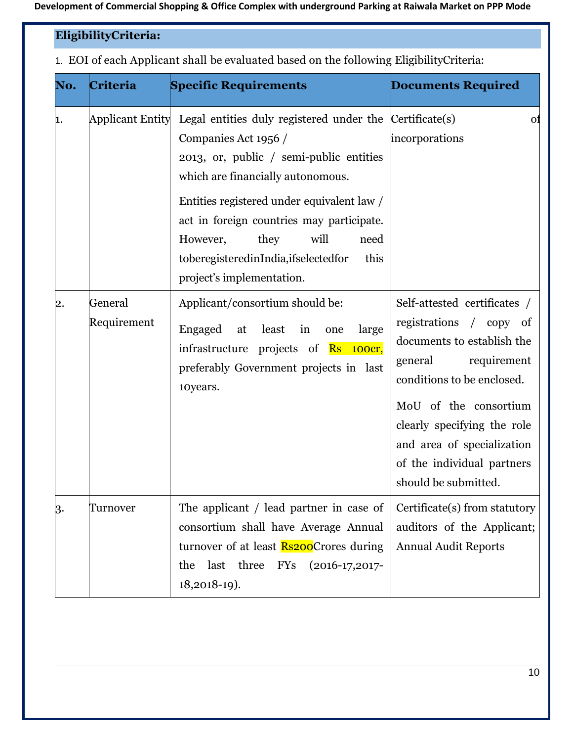## EligibilityCriteria:

1. EOI of each Applicant shall be evaluated based on the following EligibilityCriteria:

| No. | Criteria | Specific Requirements | Documents Required |
|---|---|---|---|
| 1. | Applicant Entity | Legal entities duly registered under the Companies Act 1956 / 2013, or, public / semi-public entities which are financially autonomous.<br><br>Entities registered under equivalent law / act in foreign countries may participate. However, they will need toberegisteredinIndia,ifselectedfor this project's implementation. | Certificate(s) of incorporations |
| 2. | General Requirement | Applicant/consortium should be:<br><br>Engaged at least in one large infrastructure projects of Rs 100cr, preferably Government projects in last 10years. | Self-attested certificates / registrations / copy of documents to establish the general requirement conditions to be enclosed.<br><br>MoU of the consortium clearly specifying the role and area of specialization of the individual partners should be submitted. |
| 3. | Turnover | The applicant / lead partner in case of consortium shall have Average Annual turnover of at least Rs200Crores during the last three FYs (2016-17,2017-18,2018-19). | Certificate(s) from statutory auditors of the Applicant; Annual Audit Reports |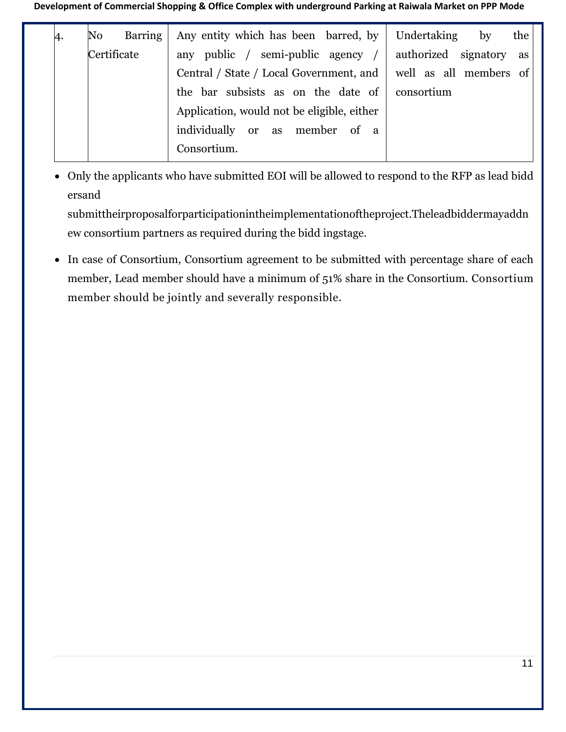| 4. | No Barring Certificate | Any entity which has been barred, by any public / semi-public agency / Central / State / Local Government, and the bar subsists as on the date of Application, would not be eligible, either individually or as member of a Consortium. | Undertaking by the authorized signatory as well as all members of consortium |
|---|---|---|---|

- Only the applicants who have submitted EOI will be allowed to respond to the RFP as lead bidd ersand submittheirproposalforparticipationintheimplementationoftheproject.Theleadbiddermayaddn ew consortium partners as required during the bidd ingstage.
- In case of Consortium, Consortium agreement to be submitted with percentage share of each member, Lead member should have a minimum of 51% share in the Consortium. Consortium member should be jointly and severally responsible.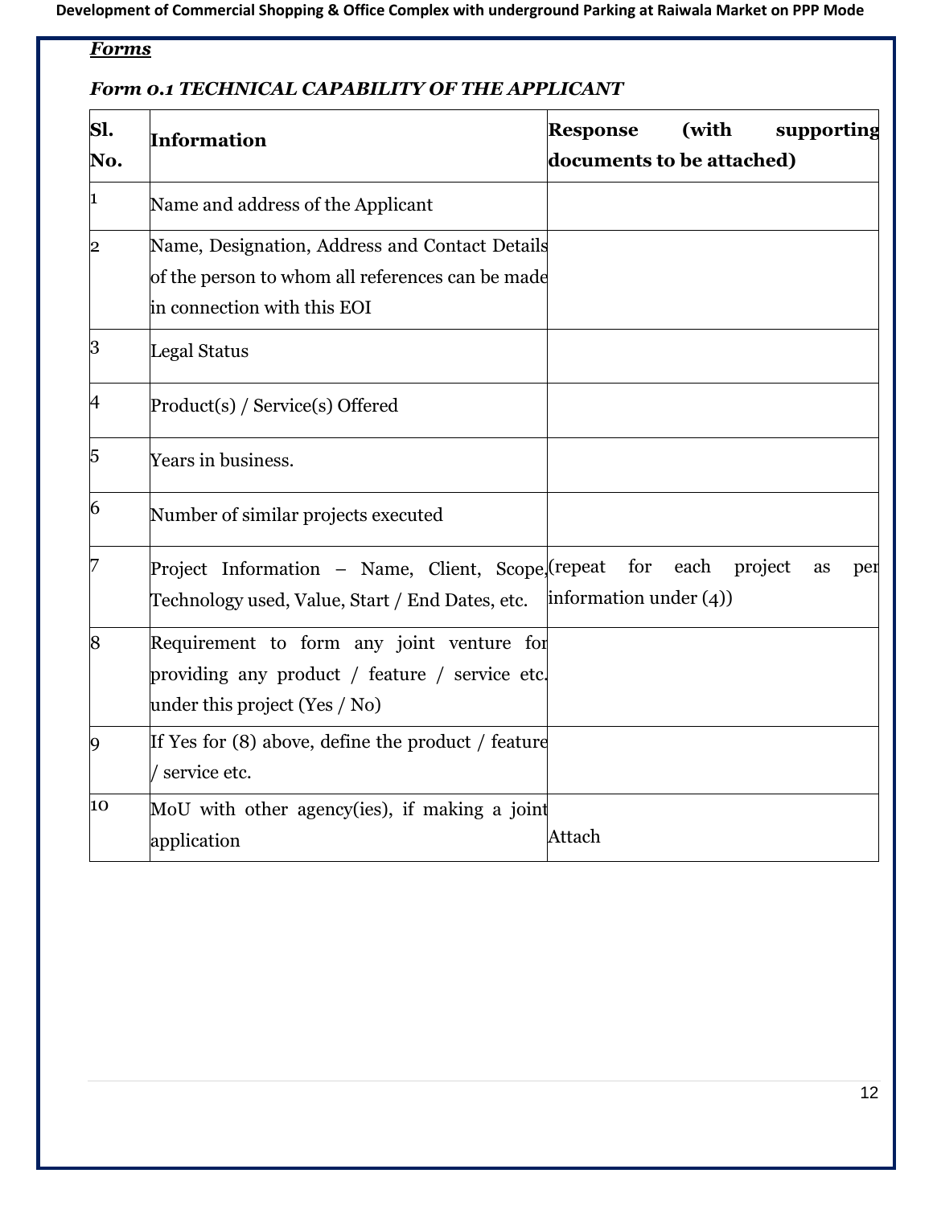***Forms***

***Form 0.1 TECHNICAL CAPABILITY OF THE APPLICANT***

| Sl. No. | Information | Response (with supporting documents to be attached) |
|---|---|---|
| 1 | Name and address of the Applicant | |
| 2 | Name, Designation, Address and Contact Details of the person to whom all references can be made in connection with this EOI | |
| 3 | Legal Status | |
| 4 | Product(s) / Service(s) Offered | |
| 5 | Years in business. | |
| 6 | Number of similar projects executed | |
| 7 | Project Information – Name, Client, Scope, Technology used, Value, Start / End Dates, etc. | (repeat for each project as per information under (4)) |
| 8 | Requirement to form any joint venture for providing any product / feature / service etc. under this project (Yes / No) | |
| 9 | If Yes for (8) above, define the product / feature / service etc. | |
| 10 | MoU with other agency(ies), if making a joint application | Attach |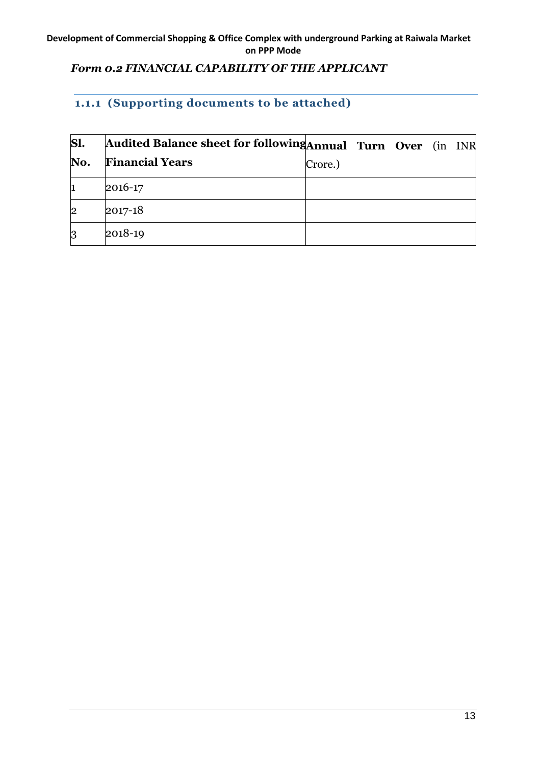*Form 0.2 FINANCIAL CAPABILITY OF THE APPLICANT*

### 1.1.1 (Supporting documents to be attached)

| Sl. No. | Audited Balance sheet for following Financial Years | **Annual Turn Over** (in INR Crore.) |
|---|---|---|
| 1 | 2016-17 | |
| 2 | 2017-18 | |
| 3 | 2018-19 | |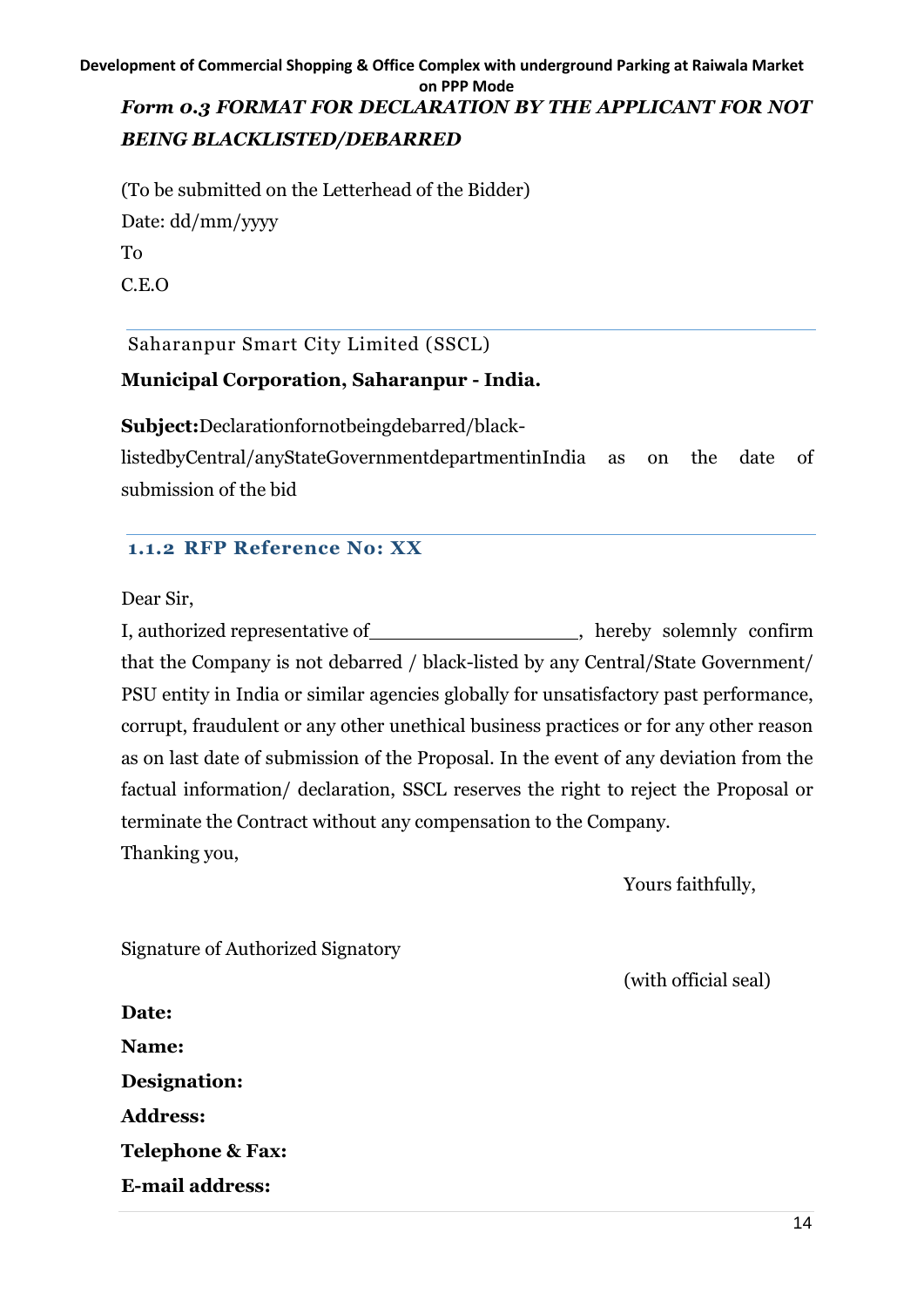## *Form 0.3 FORMAT FOR DECLARATION BY THE APPLICANT FOR NOT BEING BLACKLISTED/DEBARRED*

(To be submitted on the Letterhead of the Bidder)

Date: dd/mm/yyyy

To

C.E.O

Saharanpur Smart City Limited (SSCL)

**Municipal Corporation, Saharanpur - India.**

**Subject:**Declarationfornotbeingdebarred/black-listedbyCentral/anyStateGovernmentdepartmentinIndia as on the date of submission of the bid

### 1.1.2 RFP Reference No: XX

Dear Sir,

I, authorized representative of__________________, hereby solemnly confirm that the Company is not debarred / black-listed by any Central/State Government/ PSU entity in India or similar agencies globally for unsatisfactory past performance, corrupt, fraudulent or any other unethical business practices or for any other reason as on last date of submission of the Proposal. In the event of any deviation from the factual information/ declaration, SSCL reserves the right to reject the Proposal or terminate the Contract without any compensation to the Company.

Thanking you,

Yours faithfully,

Signature of Authorized Signatory

(with official seal)

**Date:**

**Name:**

**Designation:**

**Address:**

**Telephone & Fax:**

**E-mail address:**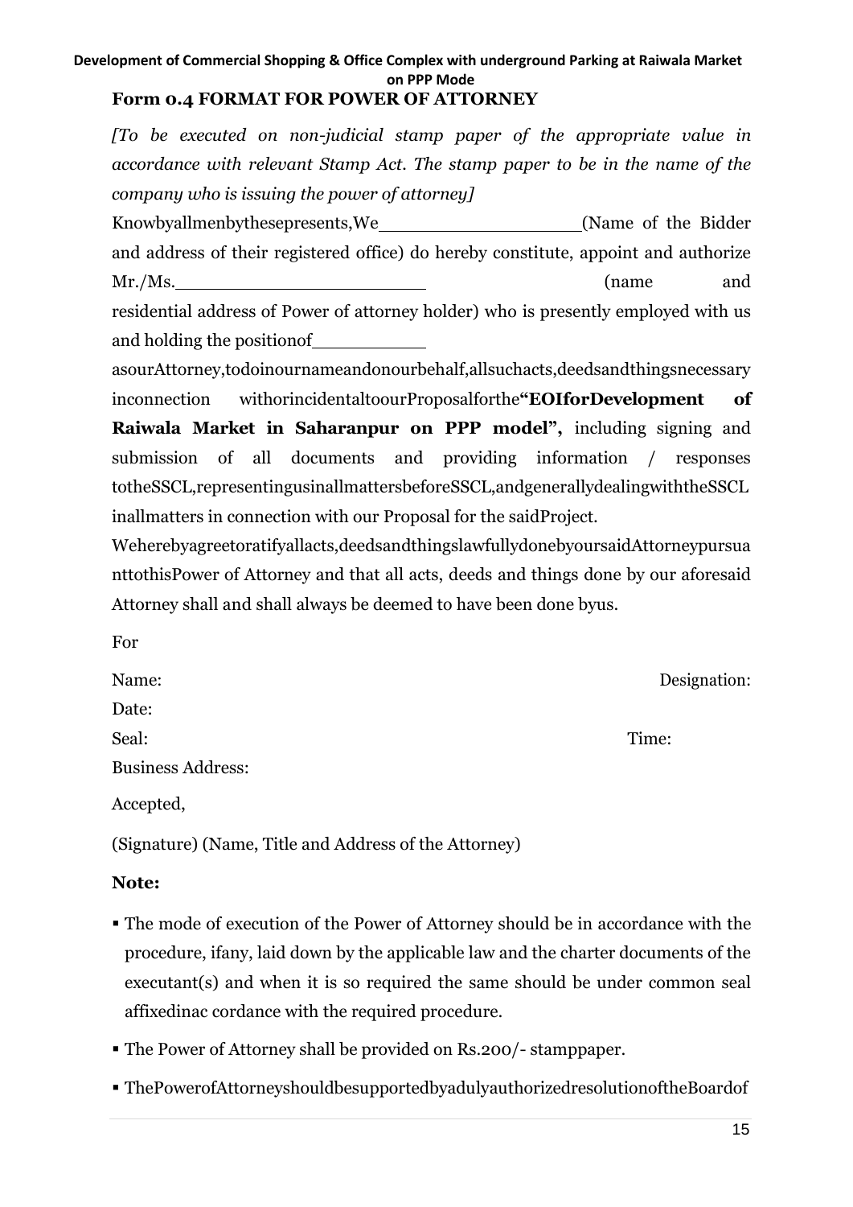### Form 0.4 FORMAT FOR POWER OF ATTORNEY

*[To be executed on non-judicial stamp paper of the appropriate value in accordance with relevant Stamp Act. The stamp paper to be in the name of the company who is issuing the power of attorney]*

Knowbyallmenbythesepresents,We \_\_\_\_\_\_\_\_\_\_\_\_\_\_\_\_\_\_\_\_ (Name of the Bidder and address of their registered office) do hereby constitute, appoint and authorize Mr./Ms. \_\_\_\_\_\_\_\_\_\_\_\_\_\_\_\_\_\_\_\_\_\_\_\_ (name and residential address of Power of attorney holder) who is presently employed with us and holding the positionof \_\_\_\_\_\_\_\_\_\_\_\_ asourAttorney,todoinournameandonourbehalf,allsuchacts,deedsandthingsnecessary inconnection withorincidentaltoourProposalforthe **"EOIforDevelopment of Raiwala Market in Saharanpur on PPP model",** including signing and submission of all documents and providing information / responses totheSSCL,representingusinallmattersbeforeSSCL,andgenerallydealingwiththeSSCL inallmatters in connection with our Proposal for the saidProject.

Weherebyagreetoratifyallacts,deedsandthingslawfullydonebyoursaidAttorneypursuanttothisPower of Attorney and that all acts, deeds and things done by our aforesaid Attorney shall and shall always be deemed to have been done byus.

For

Name: Designation:

Date:

Seal: Time:

Business Address:

Accepted,

(Signature) (Name, Title and Address of the Attorney)

**Note:**

- The mode of execution of the Power of Attorney should be in accordance with the procedure, ifany, laid down by the applicable law and the charter documents of the executant(s) and when it is so required the same should be under common seal affixedinac cordance with the required procedure.
- The Power of Attorney shall be provided on Rs.200/- stamppaper.
- ThePowerofAttorneyshouldbesupportedbyadulyauthorizedresolutionoftheBoardof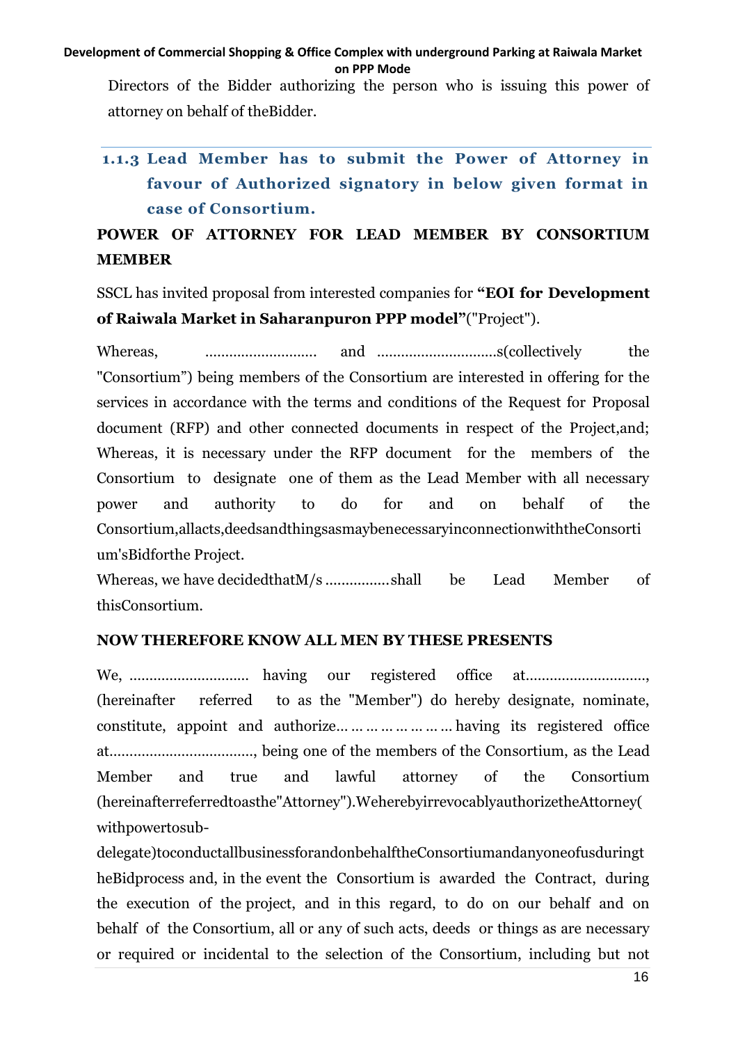Directors of the Bidder authorizing the person who is issuing this power of attorney on behalf of theBidder.

### 1.1.3 Lead Member has to submit the Power of Attorney in favour of Authorized signatory in below given format in case of Consortium.

**POWER OF ATTORNEY FOR LEAD MEMBER BY CONSORTIUM MEMBER**

SSCL has invited proposal from interested companies for **"EOI for Development of Raiwala Market in Saharanpuron PPP model"**("Project").

Whereas, ……………………… and ………………………..s(collectively the "Consortium") being members of the Consortium are interested in offering for the services in accordance with the terms and conditions of the Request for Proposal document (RFP) and other connected documents in respect of the Project,and; Whereas, it is necessary under the RFP document for the members of the Consortium to designate one of them as the Lead Member with all necessary power and authority to do for and on behalf of the Consortium,allacts,deedsandthingsasmaybenecessaryinconnectionwiththeConsortium'sBidforthe Project.

Whereas, we have decidedthatM/s ……………shall be Lead Member of thisConsortium.

**NOW THEREFORE KNOW ALL MEN BY THESE PRESENTS**

We, ……………………….. having our registered office at………………………., (hereinafter referred to as the "Member") do hereby designate, nominate, constitute, appoint and authorize… … … … … … … … having its registered office at…………………………….., being one of the members of the Consortium, as the Lead Member and true and lawful attorney of the Consortium (hereinafterreferredtoasthe"Attorney").WeherebyirrevocablyauthorizetheAttorney( withpowertosub-delegate)toconductallbusinessforandonbehalftheConsortiumandanyoneofusduringtheBidprocess and, in the event the Consortium is awarded the Contract, during the execution of the project, and in this regard, to do on our behalf and on behalf of the Consortium, all or any of such acts, deeds or things as are necessary or required or incidental to the selection of the Consortium, including but not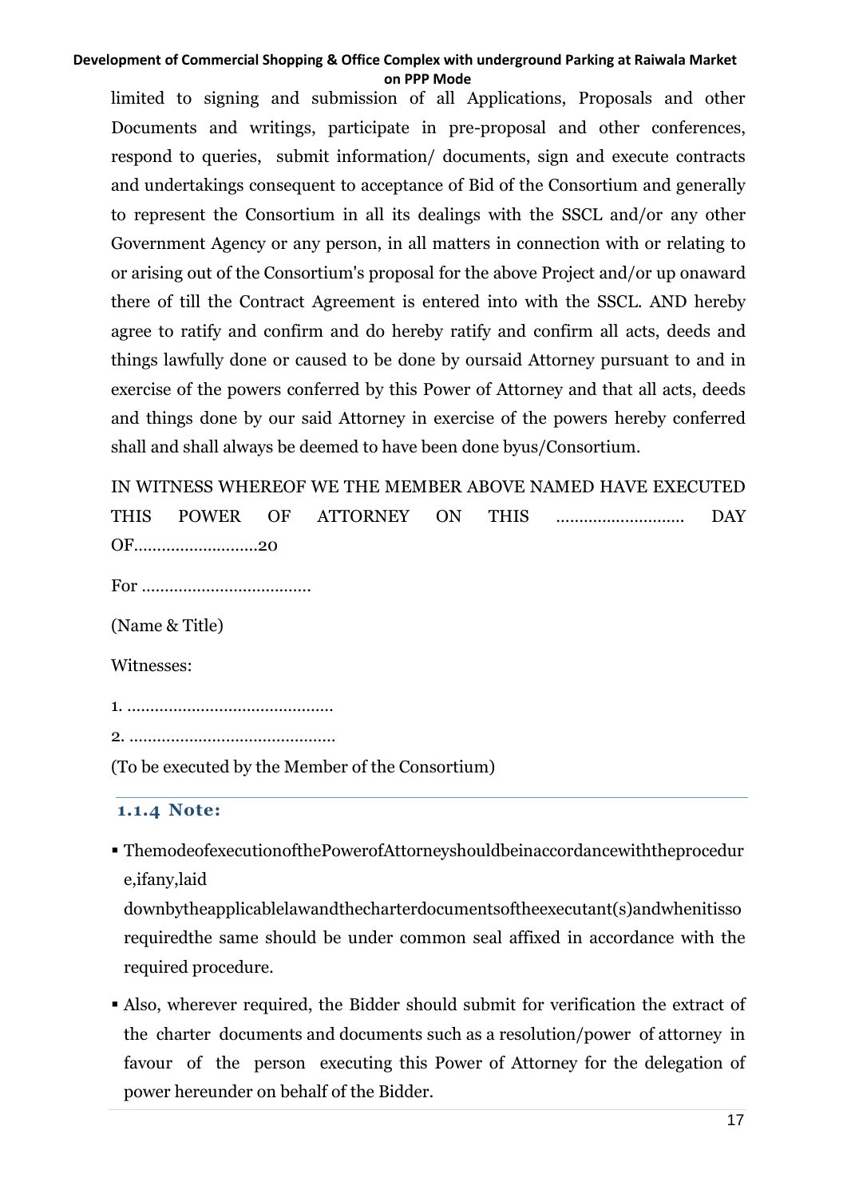limited to signing and submission of all Applications, Proposals and other Documents and writings, participate in pre-proposal and other conferences, respond to queries, submit information/ documents, sign and execute contracts and undertakings consequent to acceptance of Bid of the Consortium and generally to represent the Consortium in all its dealings with the SSCL and/or any other Government Agency or any person, in all matters in connection with or relating to or arising out of the Consortium's proposal for the above Project and/or up onaward there of till the Contract Agreement is entered into with the SSCL. AND hereby agree to ratify and confirm and do hereby ratify and confirm all acts, deeds and things lawfully done or caused to be done by oursaid Attorney pursuant to and in exercise of the powers conferred by this Power of Attorney and that all acts, deeds and things done by our said Attorney in exercise of the powers hereby conferred shall and shall always be deemed to have been done byus/Consortium.

IN WITNESS WHEREOF WE THE MEMBER ABOVE NAMED HAVE EXECUTED THIS POWER OF ATTORNEY ON THIS ……………………… DAY OF………………………20

For ………………………………

(Name & Title)

Witnesses:

1. ………………………………………

2. ………………………………………

(To be executed by the Member of the Consortium)

### 1.1.4 Note:

- ThemodeofexecutionofthePowerofAttorneyshouldbeinaccordancewiththeprocedure,ifany,laid downbytheapplicablelawandthecharterdocumentsoftheexecutant(s)andwhenitisso requiredthe same should be under common seal affixed in accordance with the required procedure.
- Also, wherever required, the Bidder should submit for verification the extract of the charter documents and documents such as a resolution/power of attorney in favour of the person executing this Power of Attorney for the delegation of power hereunder on behalf of the Bidder.